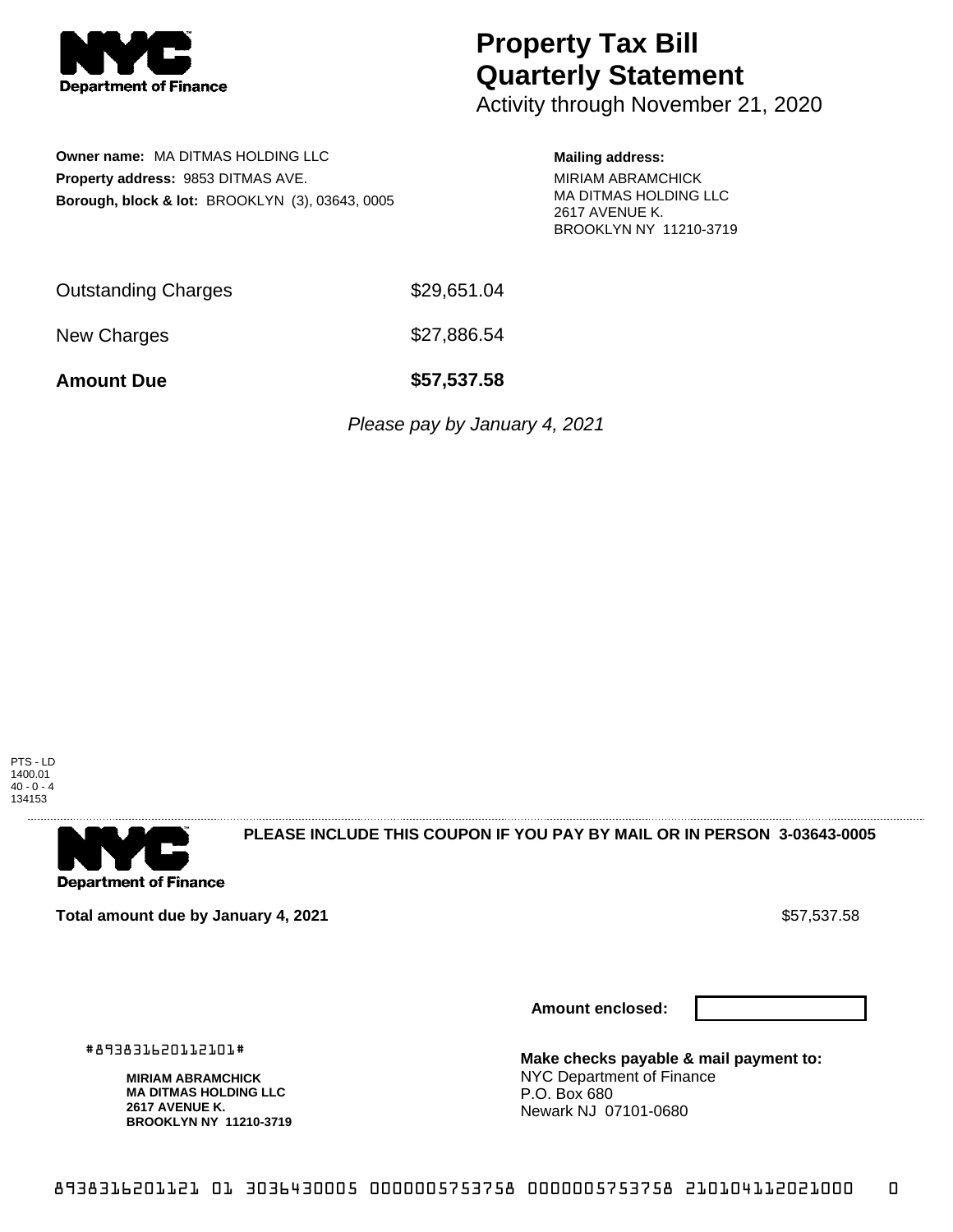# Property Tax Bill Quarterly Statement

Activity through November 21, 2020

**Owner name:** MA DITMAS HOLDING LLC
**Property address:** 9853 DITMAS AVE.
**Borough, block & lot:** BROOKLYN (3), 03643, 0005

**Mailing address:**
MIRIAM ABRAMCHICK
MA DITMAS HOLDING LLC
2617 AVENUE K.
BROOKLYN NY 11210-3719

| | |
|---|---|
| Outstanding Charges | $29,651.04 |
| New Charges | $27,886.54 |
| **Amount Due** | **$57,537.58** |

*Please pay by January 4, 2021*

PTS - LD
1400.01
40 - 0 - 4
134153

**PLEASE INCLUDE THIS COUPON IF YOU PAY BY MAIL OR IN PERSON 3-03643-0005**

**Total amount due by January 4, 2021** $57,537.58

**Amount enclosed:**

#893831620112101#

**MIRIAM ABRAMCHICK**
**MA DITMAS HOLDING LLC**
**2617 AVENUE K.**
**BROOKLYN NY 11210-3719**

**Make checks payable & mail payment to:**
NYC Department of Finance
P.O. Box 680
Newark NJ 07101-0680

8938316201121 01 3036430005 0000005753758 0000005753758 210104112021000 0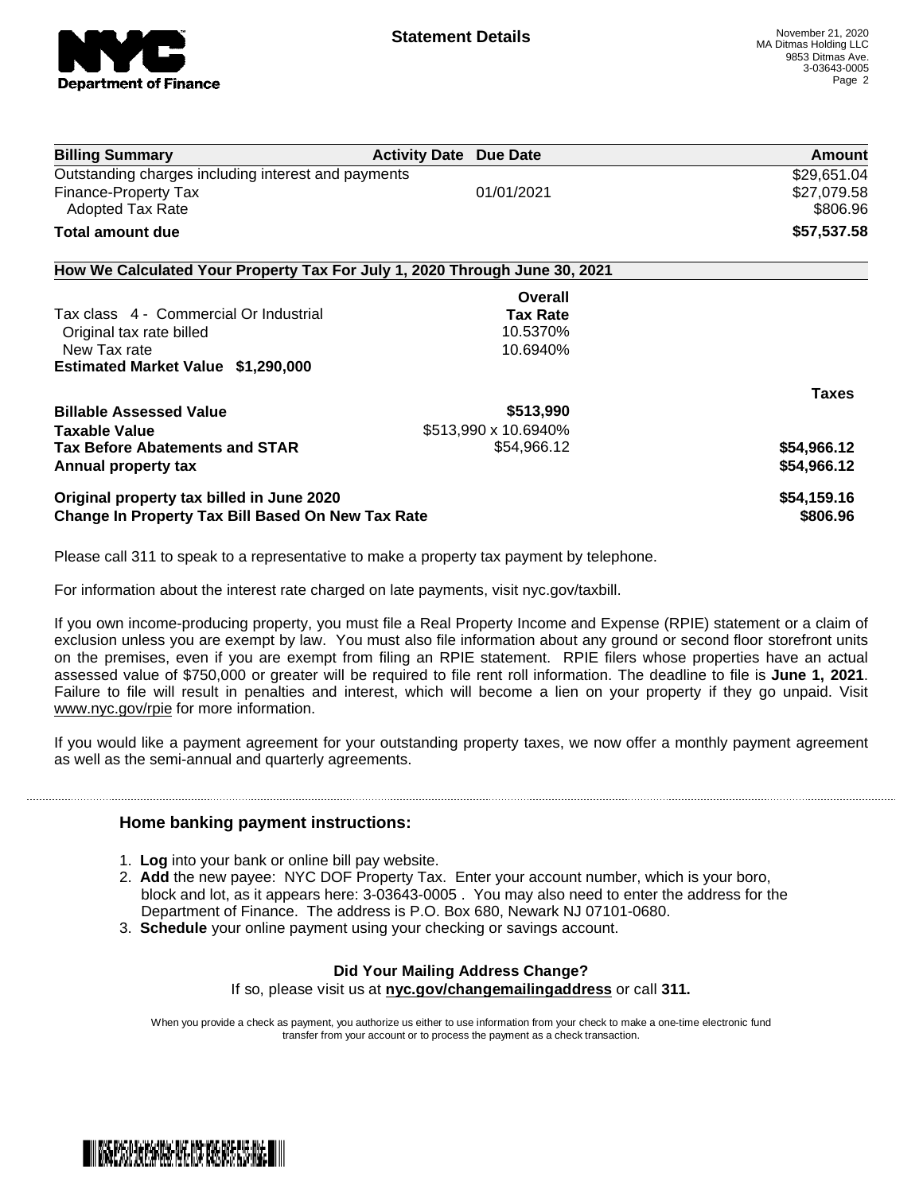# Statement Details

November 21, 2020
MA Ditmas Holding LLC
9853 Ditmas Ave.
3-03643-0005

| Billing Summary | Activity Date | Due Date | Amount |
|---|---|---|---|
| Outstanding charges including interest and payments | | | $29,651.04 |
| Finance-Property Tax | | 01/01/2021 | $27,079.58 |
| Adopted Tax Rate | | | $806.96 |
| **Total amount due** | | | **$57,537.58** |

## How We Calculated Your Property Tax For July 1, 2020 Through June 30, 2021

| | Overall Tax Rate | |
|---|---|---|
| Tax class 4 - Commercial Or Industrial | | |
| Original tax rate billed | 10.5370% | |
| New Tax rate | 10.6940% | |
| **Estimated Market Value $1,290,000** | | |

| | | Taxes |
|---|---|---|
| **Billable Assessed Value** | **$513,990** | |
| **Taxable Value** | $513,990 x 10.6940% | |
| **Tax Before Abatements and STAR** | $54,966.12 | **$54,966.12** |
| **Annual property tax** | | **$54,966.12** |
| **Original property tax billed in June 2020** | | **$54,159.16** |
| **Change In Property Tax Bill Based On New Tax Rate** | | **$806.96** |

Please call 311 to speak to a representative to make a property tax payment by telephone.

For information about the interest rate charged on late payments, visit nyc.gov/taxbill.

If you own income-producing property, you must file a Real Property Income and Expense (RPIE) statement or a claim of exclusion unless you are exempt by law. You must also file information about any ground or second floor storefront units on the premises, even if you are exempt from filing an RPIE statement. RPIE filers whose properties have an actual assessed value of $750,000 or greater will be required to file rent roll information. The deadline to file is **June 1, 2021**. Failure to file will result in penalties and interest, which will become a lien on your property if they go unpaid. Visit www.nyc.gov/rpie for more information.

If you would like a payment agreement for your outstanding property taxes, we now offer a monthly payment agreement as well as the semi-annual and quarterly agreements.

### Home banking payment instructions:

1. **Log** into your bank or online bill pay website.
2. **Add** the new payee: NYC DOF Property Tax. Enter your account number, which is your boro, block and lot, as it appears here: 3-03643-0005 . You may also need to enter the address for the Department of Finance. The address is P.O. Box 680, Newark NJ 07101-0680.
3. **Schedule** your online payment using your checking or savings account.

**Did Your Mailing Address Change?**

If so, please visit us at **nyc.gov/changemailingaddress** or call **311.**

When you provide a check as payment, you authorize us either to use information from your check to make a one-time electronic fund transfer from your account or to process the payment as a check transaction.